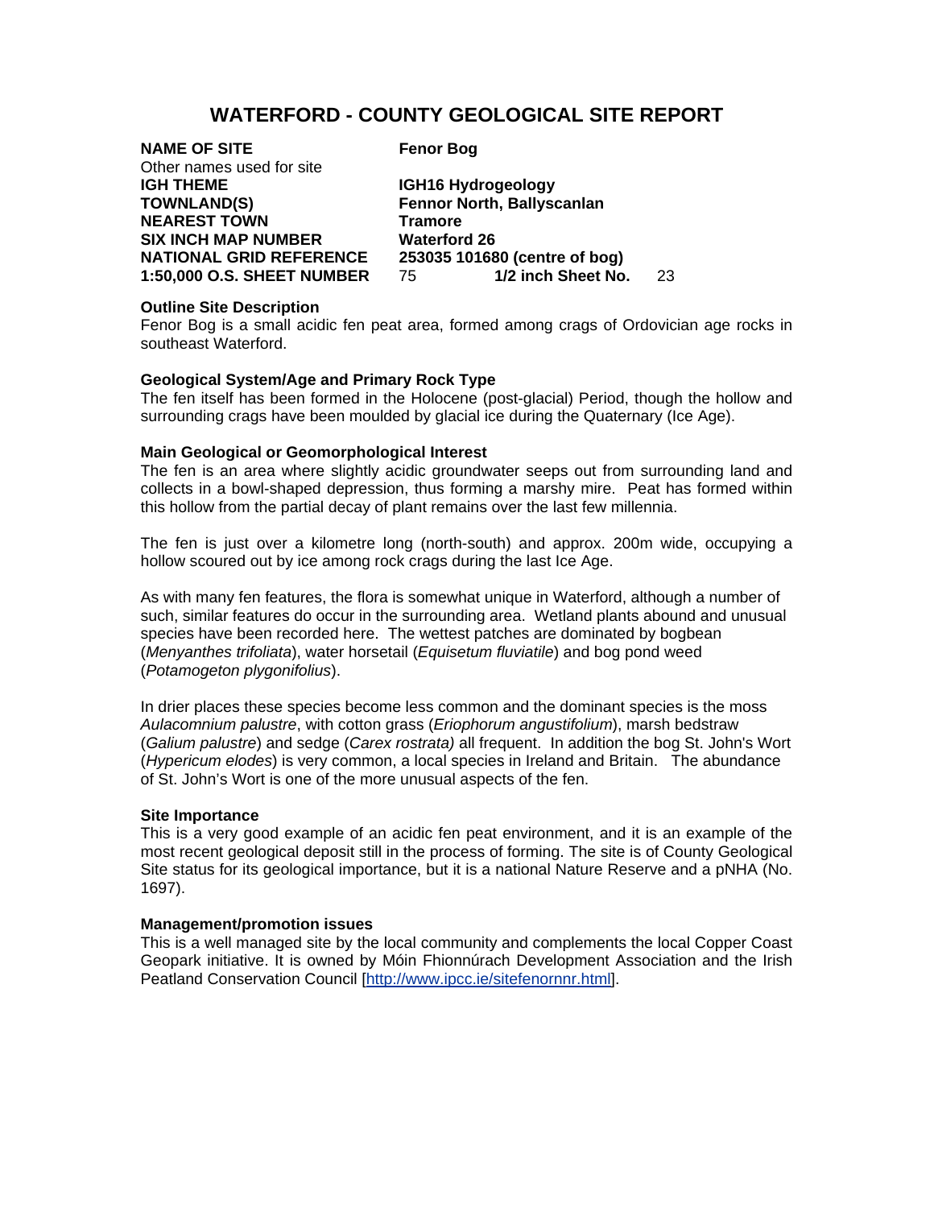# WATERFORD - COUNTY GEOLOGICAL SITE REPORT

| | |
|---|---|
| **NAME OF SITE** | **Fenor Bog** |
| Other names used for site | |
| **IGH THEME** | **IGH16 Hydrogeology** |
| **TOWNLAND(S)** | **Fennor North, Ballyscanlan** |
| **NEAREST TOWN** | **Tramore** |
| **SIX INCH MAP NUMBER** | **Waterford 26** |
| **NATIONAL GRID REFERENCE** | **253035 101680 (centre of bog)** |
| **1:50,000 O.S. SHEET NUMBER** | 75 **1/2 inch Sheet No.** 23 |

**Outline Site Description**

Fenor Bog is a small acidic fen peat area, formed among crags of Ordovician age rocks in southeast Waterford.

**Geological System/Age and Primary Rock Type**

The fen itself has been formed in the Holocene (post-glacial) Period, though the hollow and surrounding crags have been moulded by glacial ice during the Quaternary (Ice Age).

**Main Geological or Geomorphological Interest**

The fen is an area where slightly acidic groundwater seeps out from surrounding land and collects in a bowl-shaped depression, thus forming a marshy mire. Peat has formed within this hollow from the partial decay of plant remains over the last few millennia.

The fen is just over a kilometre long (north-south) and approx. 200m wide, occupying a hollow scoured out by ice among rock crags during the last Ice Age.

As with many fen features, the flora is somewhat unique in Waterford, although a number of such, similar features do occur in the surrounding area. Wetland plants abound and unusual species have been recorded here. The wettest patches are dominated by bogbean (*Menyanthes trifoliata*), water horsetail (*Equisetum fluviatile*) and bog pond weed (*Potamogeton plygonifolius*).

In drier places these species become less common and the dominant species is the moss *Aulacomnium palustre*, with cotton grass (*Eriophorum angustifolium*), marsh bedstraw (*Galium palustre*) and sedge (*Carex rostrata)* all frequent. In addition the bog St. John's Wort (*Hypericum elodes*) is very common, a local species in Ireland and Britain. The abundance of St. John's Wort is one of the more unusual aspects of the fen.

**Site Importance**

This is a very good example of an acidic fen peat environment, and it is an example of the most recent geological deposit still in the process of forming. The site is of County Geological Site status for its geological importance, but it is a national Nature Reserve and a pNHA (No. 1697).

**Management/promotion issues**

This is a well managed site by the local community and complements the local Copper Coast Geopark initiative. It is owned by Móin Fhionnúrach Development Association and the Irish Peatland Conservation Council [http://www.ipcc.ie/sitefenornnr.html].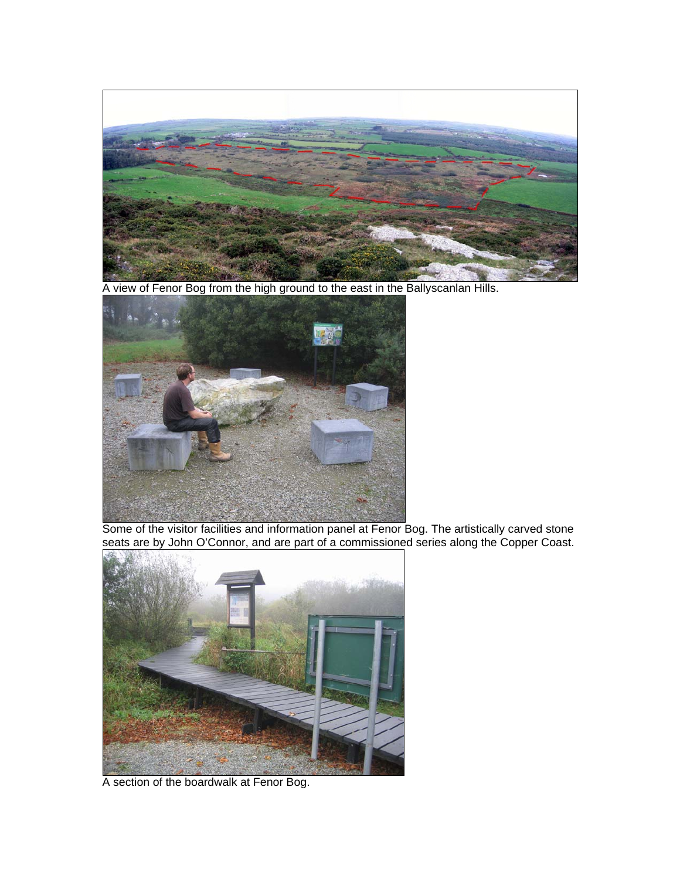A view of Fenor Bog from the high ground to the east in the Ballyscanlan Hills.

Some of the visitor facilities and information panel at Fenor Bog. The artistically carved stone seats are by John O'Connor, and are part of a commissioned series along the Copper Coast.

A section of the boardwalk at Fenor Bog.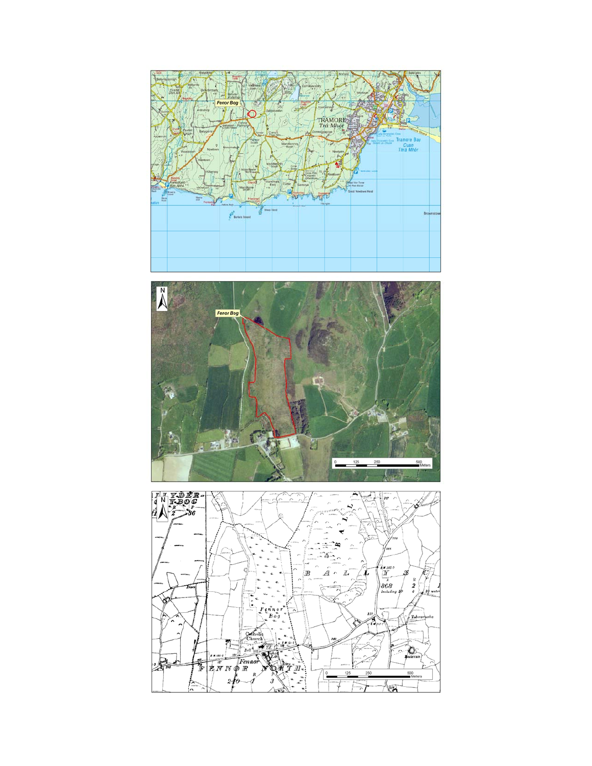Fenor Bog

TRAMORE
Trá Mhór

Tramore Bay
Cuan
Trá Mhór

Great Newtown Head

Burke's Island

Brownstown

N

Fenor Bog

0 125 250 500
Meters

N

Fennor Bog

Catholic Church

Fennor

FENNOR NORTH

B A L L Y S C

868
Including 10

Souterrain

0 125 250 500
Meters